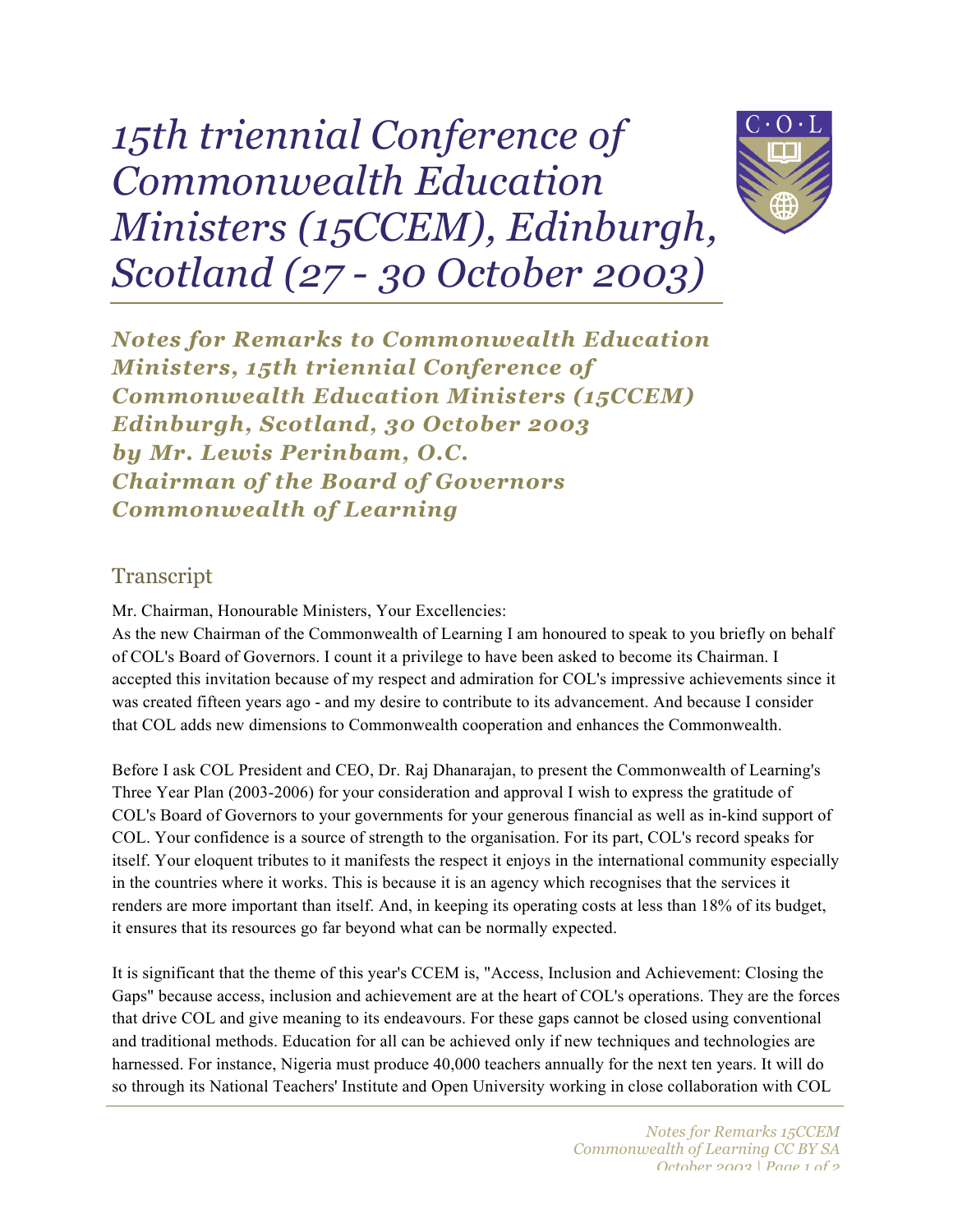# 15th triennial Conference of Commonwealth Education Ministers (15CCEM), Edinburgh, Scotland (27 - 30 October 2003)

***Notes for Remarks to Commonwealth Education Ministers, 15th triennial Conference of Commonwealth Education Ministers (15CCEM) Edinburgh, Scotland, 30 October 2003 by Mr. Lewis Perinbam, O.C. Chairman of the Board of Governors Commonwealth of Learning***

## Transcript

Mr. Chairman, Honourable Ministers, Your Excellencies:

As the new Chairman of the Commonwealth of Learning I am honoured to speak to you briefly on behalf of COL's Board of Governors. I count it a privilege to have been asked to become its Chairman. I accepted this invitation because of my respect and admiration for COL's impressive achievements since it was created fifteen years ago - and my desire to contribute to its advancement. And because I consider that COL adds new dimensions to Commonwealth cooperation and enhances the Commonwealth.

Before I ask COL President and CEO, Dr. Raj Dhanarajan, to present the Commonwealth of Learning's Three Year Plan (2003-2006) for your consideration and approval I wish to express the gratitude of COL's Board of Governors to your governments for your generous financial as well as in-kind support of COL. Your confidence is a source of strength to the organisation. For its part, COL's record speaks for itself. Your eloquent tributes to it manifests the respect it enjoys in the international community especially in the countries where it works. This is because it is an agency which recognises that the services it renders are more important than itself. And, in keeping its operating costs at less than 18% of its budget, it ensures that its resources go far beyond what can be normally expected.

It is significant that the theme of this year's CCEM is, "Access, Inclusion and Achievement: Closing the Gaps" because access, inclusion and achievement are at the heart of COL's operations. They are the forces that drive COL and give meaning to its endeavours. For these gaps cannot be closed using conventional and traditional methods. Education for all can be achieved only if new techniques and technologies are harnessed. For instance, Nigeria must produce 40,000 teachers annually for the next ten years. It will do so through its National Teachers' Institute and Open University working in close collaboration with COL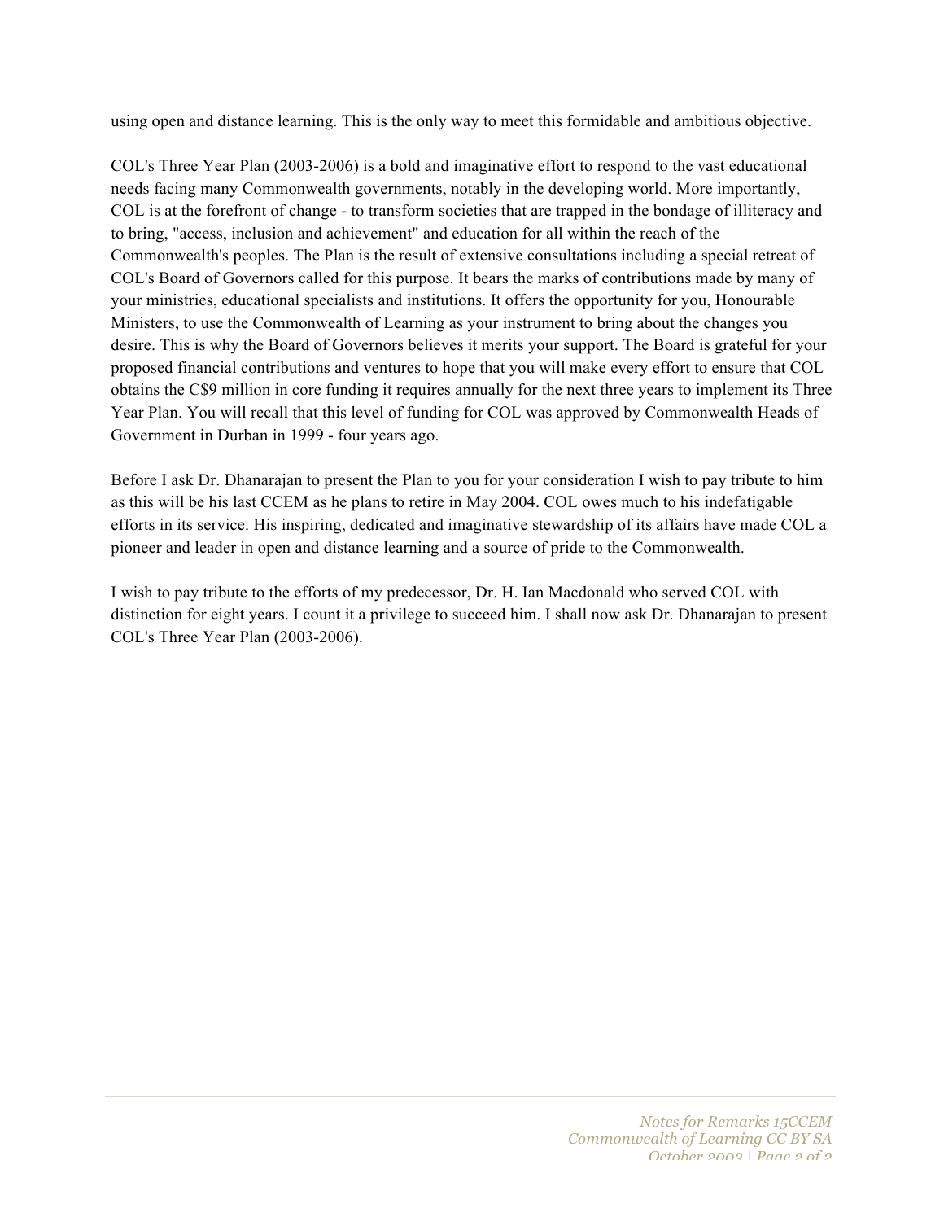using open and distance learning. This is the only way to meet this formidable and ambitious objective.

COL's Three Year Plan (2003-2006) is a bold and imaginative effort to respond to the vast educational needs facing many Commonwealth governments, notably in the developing world. More importantly, COL is at the forefront of change - to transform societies that are trapped in the bondage of illiteracy and to bring, "access, inclusion and achievement" and education for all within the reach of the Commonwealth's peoples. The Plan is the result of extensive consultations including a special retreat of COL's Board of Governors called for this purpose. It bears the marks of contributions made by many of your ministries, educational specialists and institutions. It offers the opportunity for you, Honourable Ministers, to use the Commonwealth of Learning as your instrument to bring about the changes you desire. This is why the Board of Governors believes it merits your support. The Board is grateful for your proposed financial contributions and ventures to hope that you will make every effort to ensure that COL obtains the C$9 million in core funding it requires annually for the next three years to implement its Three Year Plan. You will recall that this level of funding for COL was approved by Commonwealth Heads of Government in Durban in 1999 - four years ago.

Before I ask Dr. Dhanarajan to present the Plan to you for your consideration I wish to pay tribute to him as this will be his last CCEM as he plans to retire in May 2004. COL owes much to his indefatigable efforts in its service. His inspiring, dedicated and imaginative stewardship of its affairs have made COL a pioneer and leader in open and distance learning and a source of pride to the Commonwealth.

I wish to pay tribute to the efforts of my predecessor, Dr. H. Ian Macdonald who served COL with distinction for eight years. I count it a privilege to succeed him. I shall now ask Dr. Dhanarajan to present COL's Three Year Plan (2003-2006).